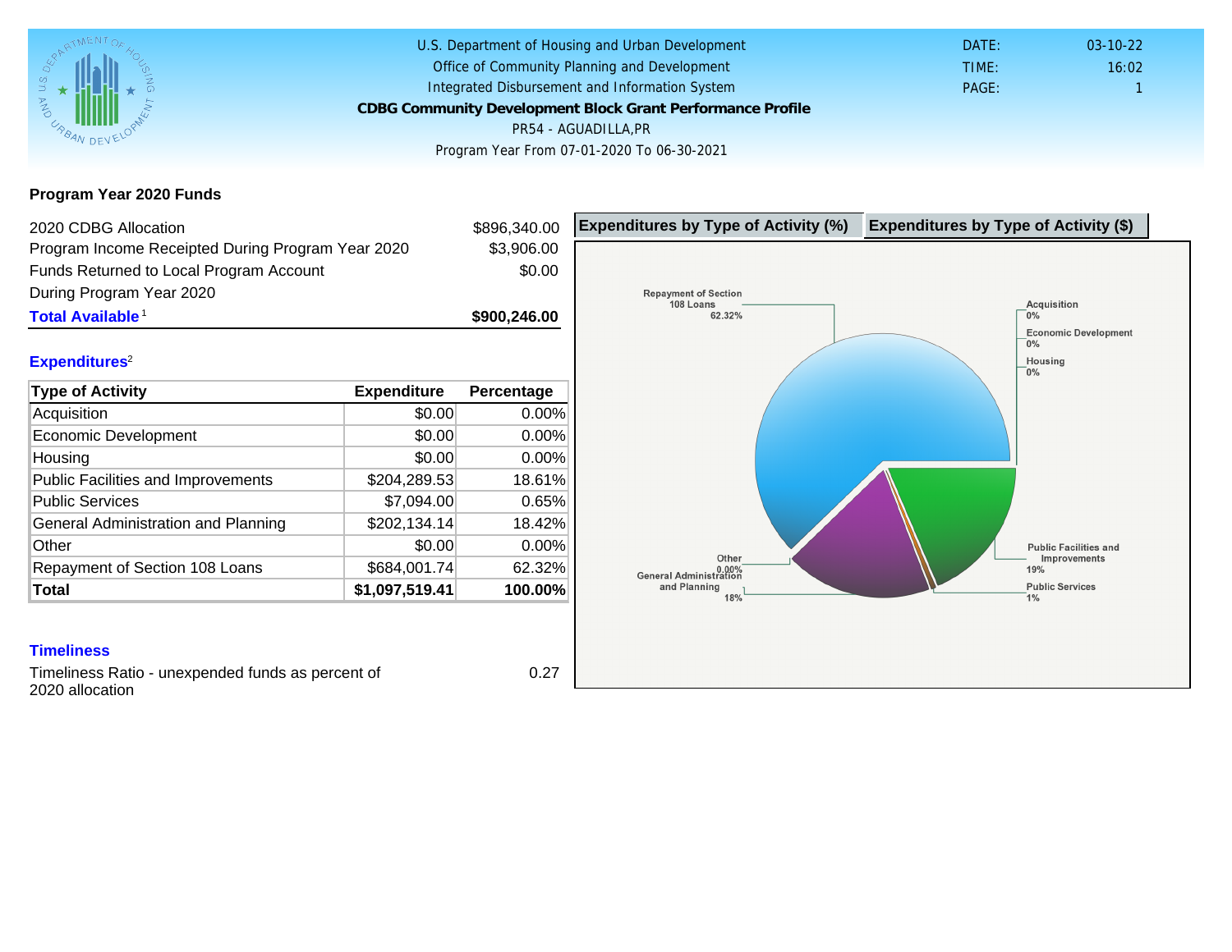U.S. Department of Housing and Urban Development
Office of Community Planning and Development
Integrated Disbursement and Information System

**CDBG Community Development Block Grant Performance Profile**

PR54 - AGUADILLA,PR

Program Year From 07-01-2020 To 06-30-2021

DATE: 03-10-22
TIME: 16:02
PAGE: 1

## Program Year 2020 Funds

| | |
|---|---|
| 2020 CDBG Allocation | $896,340.00 |
| Program Income Receipted During Program Year 2020 | $3,906.00 |
| Funds Returned to Local Program Account During Program Year 2020 | $0.00 |
| **Total Available**[1] | **$900,246.00** |

## Expenditures[2]

| Type of Activity | Expenditure | Percentage |
|---|---|---|
| Acquisition | $0.00 | 0.00% |
| Economic Development | $0.00 | 0.00% |
| Housing | $0.00 | 0.00% |
| Public Facilities and Improvements | $204,289.53 | 18.61% |
| Public Services | $7,094.00 | 0.65% |
| General Administration and Planning | $202,134.14 | 18.42% |
| Other | $0.00 | 0.00% |
| Repayment of Section 108 Loans | $684,001.74 | 62.32% |
| **Total** | **$1,097,519.41** | **100.00%** |

**Expenditures by Type of Activity (%)** | **Expenditures by Type of Activity ($)**

Repayment of Section 108 Loans 62.32%
Acquisition 0%
Economic Development 0%
Housing 0%
Other 0.00%
General Administration and Planning 18%
Public Facilities and Improvements 19%
Public Services 1%

## Timeliness

Timeliness Ratio - unexpended funds as percent of 2020 allocation: 0.27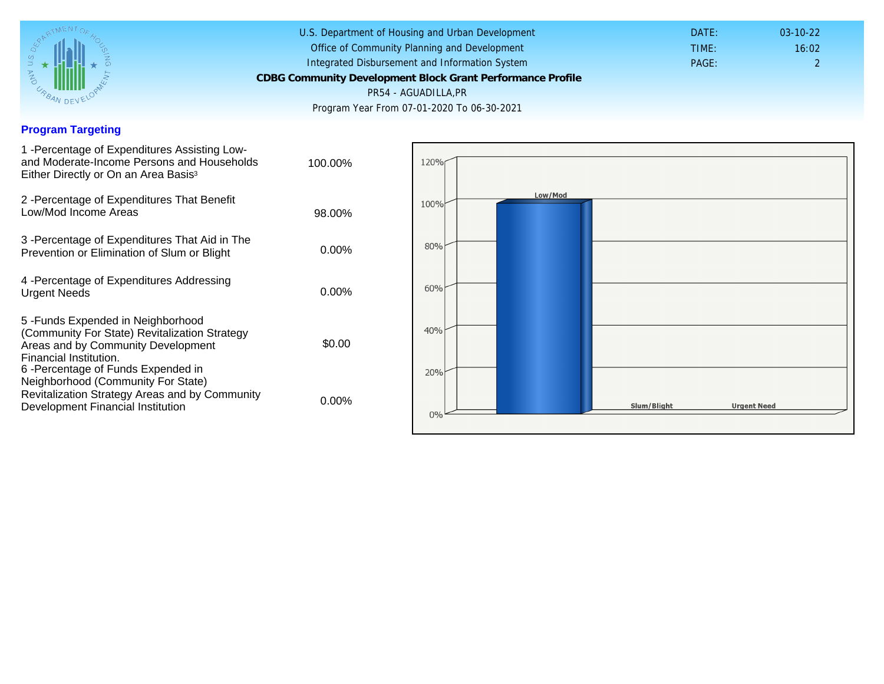U.S. Department of Housing and Urban Development
Office of Community Planning and Development
Integrated Disbursement and Information System

**CDBG Community Development Block Grant Performance Profile**

PR54 - AGUADILLA,PR

Program Year From 07-01-2020 To 06-30-2021

DATE: 03-10-22
TIME: 16:02
PAGE: 2

## Program Targeting

| | |
|---|---|
| 1 -Percentage of Expenditures Assisting Low- and Moderate-Income Persons and Households Either Directly or On an Area Basis[3] | 100.00% |
| 2 -Percentage of Expenditures That Benefit Low/Mod Income Areas | 98.00% |
| 3 -Percentage of Expenditures That Aid in The Prevention or Elimination of Slum or Blight | 0.00% |
| 4 -Percentage of Expenditures Addressing Urgent Needs | 0.00% |
| 5 -Funds Expended in Neighborhood (Community For State) Revitalization Strategy Areas and by Community Development Financial Institution. | $0.00 |
| 6 -Percentage of Funds Expended in Neighborhood (Community For State) Revitalization Strategy Areas and by Community Development Financial Institution | 0.00% |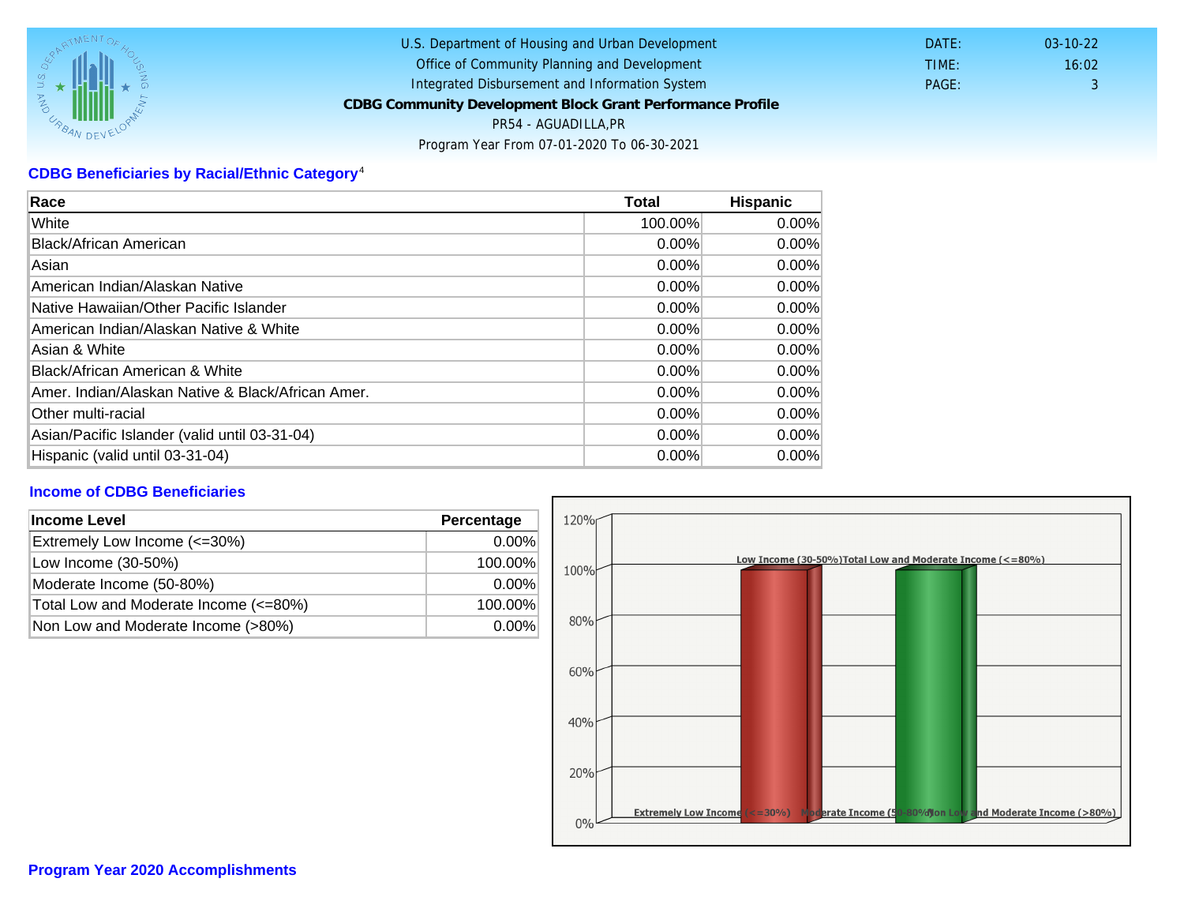U.S. Department of Housing and Urban Development
Office of Community Planning and Development
Integrated Disbursement and Information System
**CDBG Community Development Block Grant Performance Profile**
PR54 - AGUADILLA,PR
Program Year From 07-01-2020 To 06-30-2021

DATE: 03-10-22
TIME: 16:02
PAGE: 3

## CDBG Beneficiaries by Racial/Ethnic Category[4]

| Race | Total | Hispanic |
| --- | --- | --- |
| White | 100.00% | 0.00% |
| Black/African American | 0.00% | 0.00% |
| Asian | 0.00% | 0.00% |
| American Indian/Alaskan Native | 0.00% | 0.00% |
| Native Hawaiian/Other Pacific Islander | 0.00% | 0.00% |
| American Indian/Alaskan Native & White | 0.00% | 0.00% |
| Asian & White | 0.00% | 0.00% |
| Black/African American & White | 0.00% | 0.00% |
| Amer. Indian/Alaskan Native & Black/African Amer. | 0.00% | 0.00% |
| Other multi-racial | 0.00% | 0.00% |
| Asian/Pacific Islander (valid until 03-31-04) | 0.00% | 0.00% |
| Hispanic (valid until 03-31-04) | 0.00% | 0.00% |

## Income of CDBG Beneficiaries

| Income Level | Percentage |
| --- | --- |
| Extremely Low Income (<=30%) | 0.00% |
| Low Income (30-50%) | 100.00% |
| Moderate Income (50-80%) | 0.00% |
| Total Low and Moderate Income (<=80%) | 100.00% |
| Non Low and Moderate Income (>80%) | 0.00% |

## Program Year 2020 Accomplishments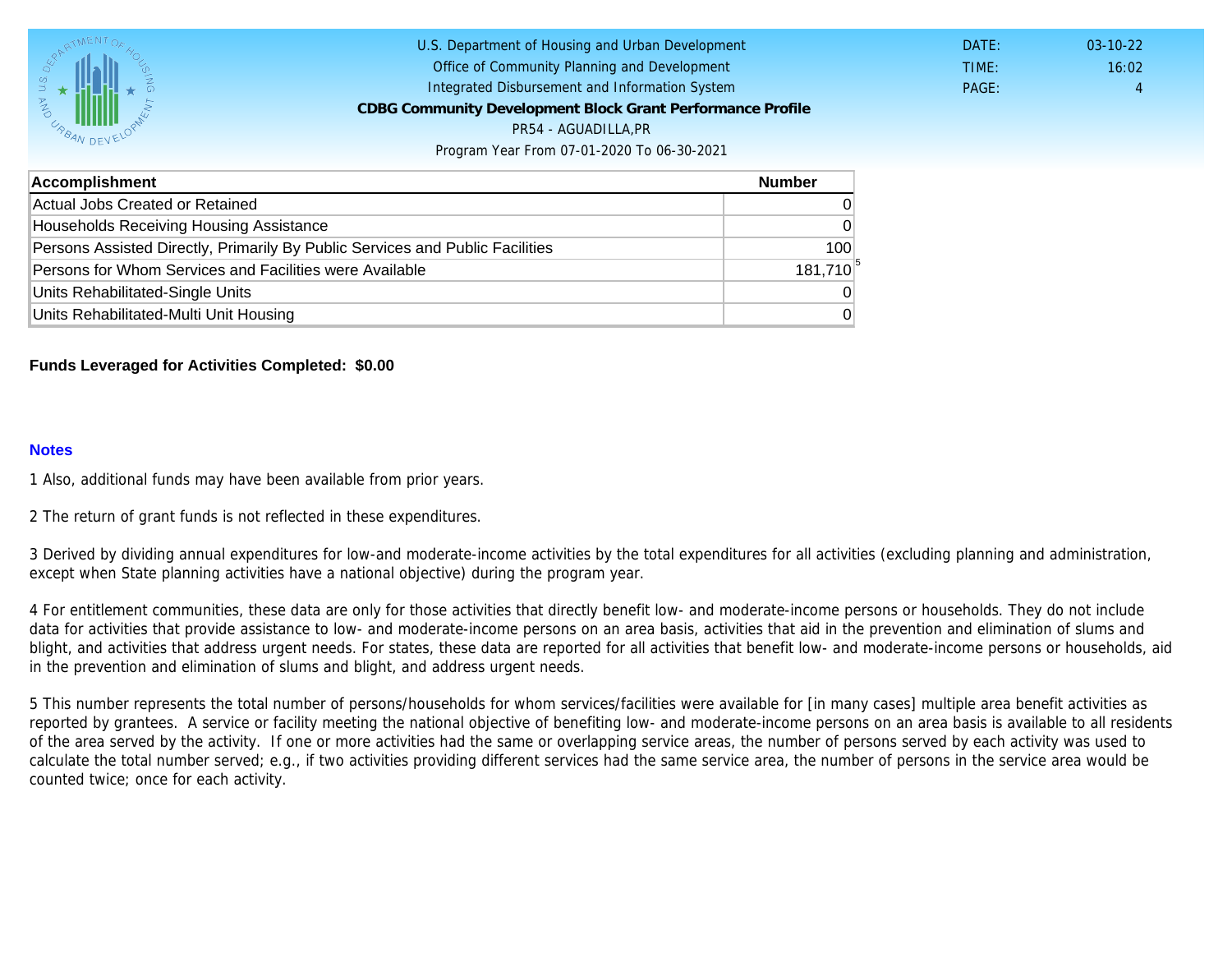| Accomplishment | Number |
| --- | --- |
| Actual Jobs Created or Retained | 0 |
| Households Receiving Housing Assistance | 0 |
| Persons Assisted Directly, Primarily By Public Services and Public Facilities | 100 |
| Persons for Whom Services and Facilities were Available | 181,710 [5] |
| Units Rehabilitated-Single Units | 0 |
| Units Rehabilitated-Multi Unit Housing | 0 |

**Funds Leveraged for Activities Completed: $0.00**

## Notes

1 Also, additional funds may have been available from prior years.

2 The return of grant funds is not reflected in these expenditures.

3 Derived by dividing annual expenditures for low-and moderate-income activities by the total expenditures for all activities (excluding planning and administration, except when State planning activities have a national objective) during the program year.

4 For entitlement communities, these data are only for those activities that directly benefit low- and moderate-income persons or households. They do not include data for activities that provide assistance to low- and moderate-income persons on an area basis, activities that aid in the prevention and elimination of slums and blight, and activities that address urgent needs. For states, these data are reported for all activities that benefit low- and moderate-income persons or households, aid in the prevention and elimination of slums and blight, and address urgent needs.

5 This number represents the total number of persons/households for whom services/facilities were available for [in many cases] multiple area benefit activities as reported by grantees. A service or facility meeting the national objective of benefiting low- and moderate-income persons on an area basis is available to all residents of the area served by the activity. If one or more activities had the same or overlapping service areas, the number of persons served by each activity was used to calculate the total number served; e.g., if two activities providing different services had the same service area, the number of persons in the service area would be counted twice; once for each activity.